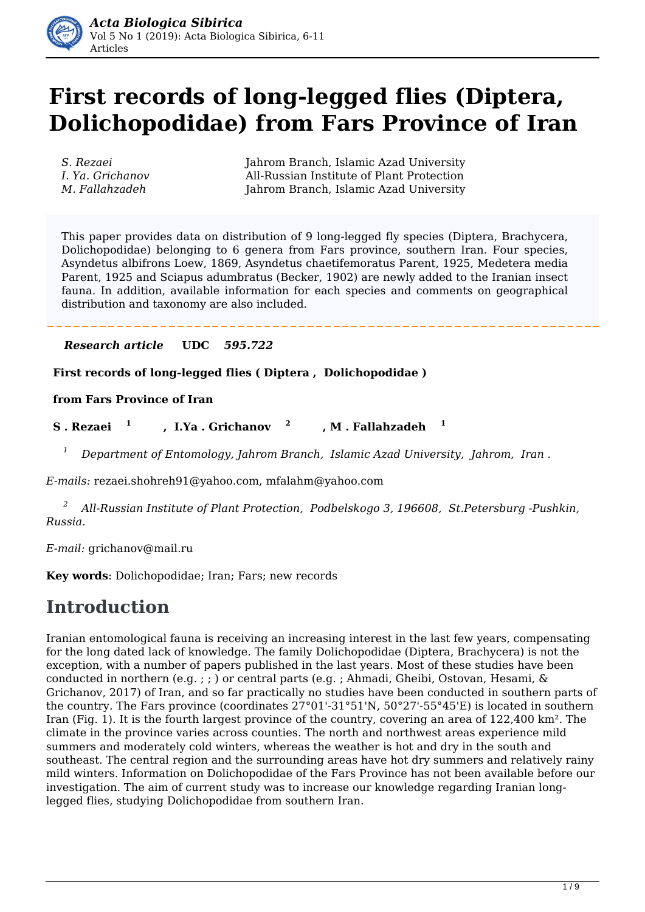# First records of long-legged flies (Diptera, Dolichopodidae) from Fars Province of Iran

*S. Rezaei* — Jahrom Branch, Islamic Azad University
*I. Ya. Grichanov* — All-Russian Institute of Plant Protection
*M. Fallahzadeh* — Jahrom Branch, Islamic Azad University

This paper provides data on distribution of 9 long-legged fly species (Diptera, Brachycera, Dolichopodidae) belonging to 6 genera from Fars province, southern Iran. Four species, Asyndetus albifrons Loew, 1869, Asyndetus chaetifemoratus Parent, 1925, Medetera media Parent, 1925 and Sciapus adumbratus (Becker, 1902) are newly added to the Iranian insect fauna. In addition, available information for each species and comments on geographical distribution and taxonomy are also included.

***Research article*** **UDC** ***595.722***

**First records of long-legged flies ( Diptera , Dolichopodidae )**

**from Fars Province of Iran**

**S . Rezaei** [1] **, I.Ya . Grichanov** [2] **, M . Fallahzadeh** [1]

[1] *Department of Entomology, Jahrom Branch, Islamic Azad University, Jahrom, Iran .*

*E-mails:* rezaei.shohreh91@yahoo.com, mfalahm@yahoo.com

[2] *All-Russian Institute of Plant Protection, Podbelskogo 3, 196608, St.Petersburg -Pushkin, Russia.*

*E-mail:* grichanov@mail.ru

**Key words**: Dolichopodidae; Iran; Fars; new records

## Introduction

Iranian entomological fauna is receiving an increasing interest in the last few years, compensating for the long dated lack of knowledge. The family Dolichopodidae (Diptera, Brachycera) is not the exception, with a number of papers published in the last years. Most of these studies have been conducted in northern (e.g. ; ; ) or central parts (e.g. ; Ahmadi, Gheibi, Ostovan, Hesami, & Grichanov, 2017) of Iran, and so far practically no studies have been conducted in southern parts of the country. The Fars province (coordinates 27°01'-31°51'N, 50°27'-55°45'E) is located in southern Iran (Fig. 1). It is the fourth largest province of the country, covering an area of 122,400 km². The climate in the province varies across counties. The north and northwest areas experience mild summers and moderately cold winters, whereas the weather is hot and dry in the south and southeast. The central region and the surrounding areas have hot dry summers and relatively rainy mild winters. Information on Dolichopodidae of the Fars Province has not been available before our investigation. The aim of current study was to increase our knowledge regarding Iranian long-legged flies, studying Dolichopodidae from southern Iran.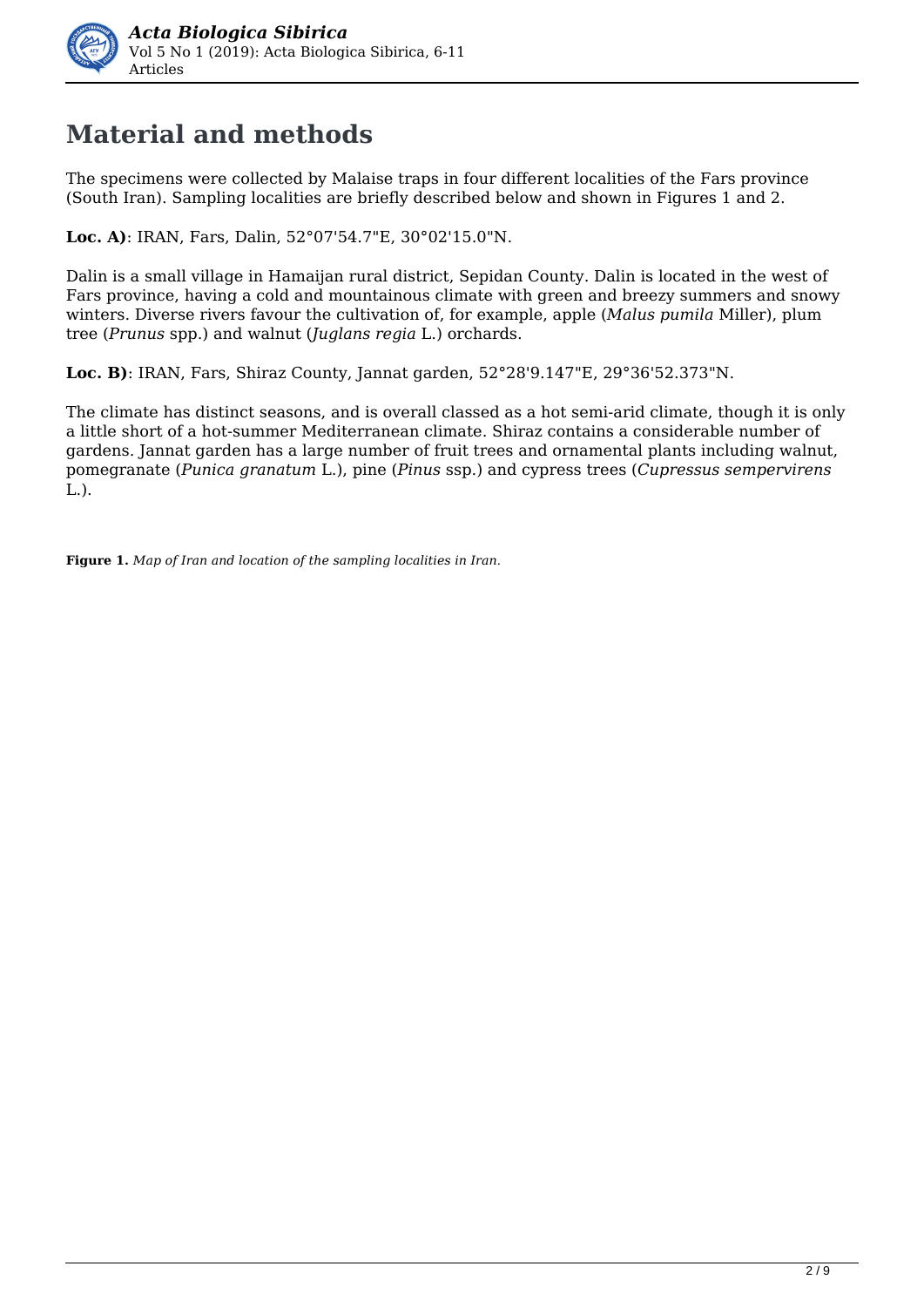# Material and methods

The specimens were collected by Malaise traps in four different localities of the Fars province (South Iran). Sampling localities are briefly described below and shown in Figures 1 and 2.

**Loc. A)**: IRAN, Fars, Dalin, 52°07'54.7"E, 30°02'15.0"N.

Dalin is a small village in Hamaijan rural district, Sepidan County. Dalin is located in the west of Fars province, having a cold and mountainous climate with green and breezy summers and snowy winters. Diverse rivers favour the cultivation of, for example, apple (*Malus pumila* Miller), plum tree (*Prunus* spp.) and walnut (*Juglans regia* L.) orchards.

**Loc. B)**: IRAN, Fars, Shiraz County, Jannat garden, 52°28'9.147"E, 29°36'52.373"N.

The climate has distinct seasons, and is overall classed as a hot semi-arid climate, though it is only a little short of a hot-summer Mediterranean climate. Shiraz contains a considerable number of gardens. Jannat garden has a large number of fruit trees and ornamental plants including walnut, pomegranate (*Punica granatum* L.), pine (*Pinus* ssp.) and cypress trees (*Cupressus sempervirens* L.).

**Figure 1.** *Map of Iran and location of the sampling localities in Iran.*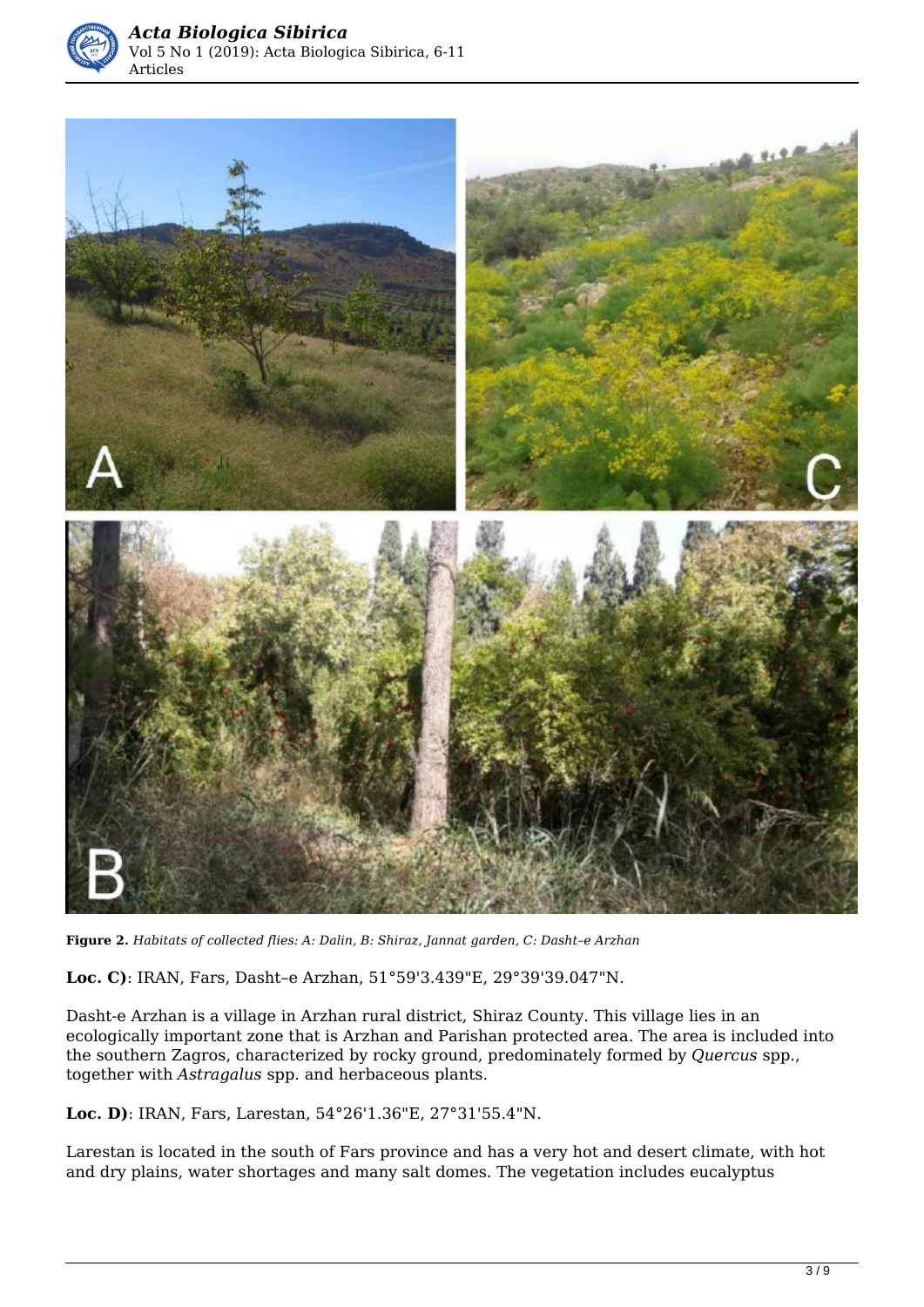**Figure 2.** *Habitats of collected flies: A: Dalin, B: Shiraz, Jannat garden, C: Dasht–e Arzhan*

**Loc. C)**: IRAN, Fars, Dasht–e Arzhan, 51°59'3.439"E, 29°39'39.047"N.

Dasht-e Arzhan is a village in Arzhan rural district, Shiraz County. This village lies in an ecologically important zone that is Arzhan and Parishan protected area. The area is included into the southern Zagros, characterized by rocky ground, predominately formed by *Quercus* spp., together with *Astragalus* spp. and herbaceous plants.

**Loc. D)**: IRAN, Fars, Larestan, 54°26'1.36"E, 27°31'55.4"N.

Larestan is located in the south of Fars province and has a very hot and desert climate, with hot and dry plains, water shortages and many salt domes. The vegetation includes eucalyptus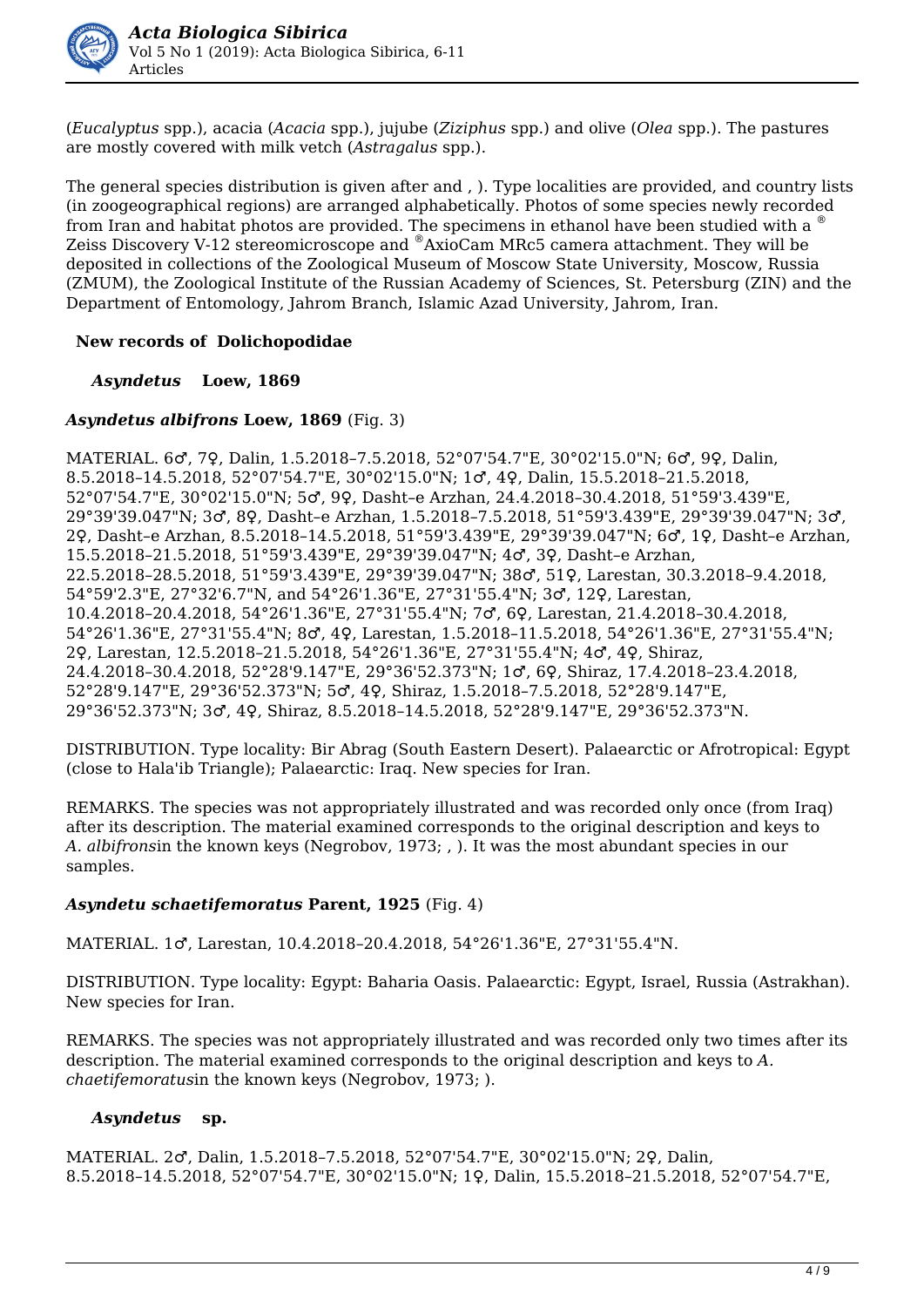(*Eucalyptus* spp.), acacia (*Acacia* spp.), jujube (*Ziziphus* spp.) and olive (*Olea* spp.). The pastures are mostly covered with milk vetch (*Astragalus* spp.).

The general species distribution is given after and , ). Type localities are provided, and country lists (in zoogeographical regions) are arranged alphabetically. Photos of some species newly recorded from Iran and habitat photos are provided. The specimens in ethanol have been studied with a ® Zeiss Discovery V-12 stereomicroscope and ®AxioCam MRc5 camera attachment. They will be deposited in collections of the Zoological Museum of Moscow State University, Moscow, Russia (ZMUM), the Zoological Institute of the Russian Academy of Sciences, St. Petersburg (ZIN) and the Department of Entomology, Jahrom Branch, Islamic Azad University, Jahrom, Iran.

## New records of Dolichopodidae

### *Asyndetus* Loew, 1869

### *Asyndetus albifrons* Loew, 1869 (Fig. 3)

MATERIAL. 6♂, 7♀, Dalin, 1.5.2018–7.5.2018, 52°07'54.7"E, 30°02'15.0"N; 6♂, 9♀, Dalin, 8.5.2018–14.5.2018, 52°07'54.7"E, 30°02'15.0"N; 1♂, 4♀, Dalin, 15.5.2018–21.5.2018, 52°07'54.7"E, 30°02'15.0"N; 5♂, 9♀, Dasht–e Arzhan, 24.4.2018–30.4.2018, 51°59'3.439"E, 29°39'39.047"N; 3♂, 8♀, Dasht–e Arzhan, 1.5.2018–7.5.2018, 51°59'3.439"E, 29°39'39.047"N; 3♂, 2♀, Dasht–e Arzhan, 8.5.2018–14.5.2018, 51°59'3.439"E, 29°39'39.047"N; 6♂, 1♀, Dasht–e Arzhan, 15.5.2018–21.5.2018, 51°59'3.439"E, 29°39'39.047"N; 4♂, 3♀, Dasht–e Arzhan, 22.5.2018–28.5.2018, 51°59'3.439"E, 29°39'39.047"N; 38♂, 51♀, Larestan, 30.3.2018–9.4.2018, 54°59'2.3"E, 27°32'6.7"N, and 54°26'1.36"E, 27°31'55.4"N; 3♂, 12♀, Larestan, 10.4.2018–20.4.2018, 54°26'1.36"E, 27°31'55.4"N; 7♂, 6♀, Larestan, 21.4.2018–30.4.2018, 54°26'1.36"E, 27°31'55.4"N; 8♂, 4♀, Larestan, 1.5.2018–11.5.2018, 54°26'1.36"E, 27°31'55.4"N; 2♀, Larestan, 12.5.2018–21.5.2018, 54°26'1.36"E, 27°31'55.4"N; 4♂, 4♀, Shiraz, 24.4.2018–30.4.2018, 52°28'9.147"E, 29°36'52.373"N; 1♂, 6♀, Shiraz, 17.4.2018–23.4.2018, 52°28'9.147"E, 29°36'52.373"N; 5♂, 4♀, Shiraz, 1.5.2018–7.5.2018, 52°28'9.147"E, 29°36'52.373"N; 3♂, 4♀, Shiraz, 8.5.2018–14.5.2018, 52°28'9.147"E, 29°36'52.373"N.

DISTRIBUTION. Type locality: Bir Abrag (South Eastern Desert). Palaearctic or Afrotropical: Egypt (close to Hala'ib Triangle); Palaearctic: Iraq. New species for Iran.

REMARKS. The species was not appropriately illustrated and was recorded only once (from Iraq) after its description. The material examined corresponds to the original description and keys to *A. albifrons*in the known keys (Negrobov, 1973; , ). It was the most abundant species in our samples.

### *Asyndetu schaetifemoratus* Parent, 1925 (Fig. 4)

MATERIAL. 1♂, Larestan, 10.4.2018–20.4.2018, 54°26'1.36"E, 27°31'55.4"N.

DISTRIBUTION. Type locality: Egypt: Baharia Oasis. Palaearctic: Egypt, Israel, Russia (Astrakhan). New species for Iran.

REMARKS. The species was not appropriately illustrated and was recorded only two times after its description. The material examined corresponds to the original description and keys to *A. chaetifemoratus*in the known keys (Negrobov, 1973; ).

### *Asyndetus* sp.

MATERIAL. 2♂, Dalin, 1.5.2018–7.5.2018, 52°07'54.7"E, 30°02'15.0"N; 2♀, Dalin, 8.5.2018–14.5.2018, 52°07'54.7"E, 30°02'15.0"N; 1♀, Dalin, 15.5.2018–21.5.2018, 52°07'54.7"E,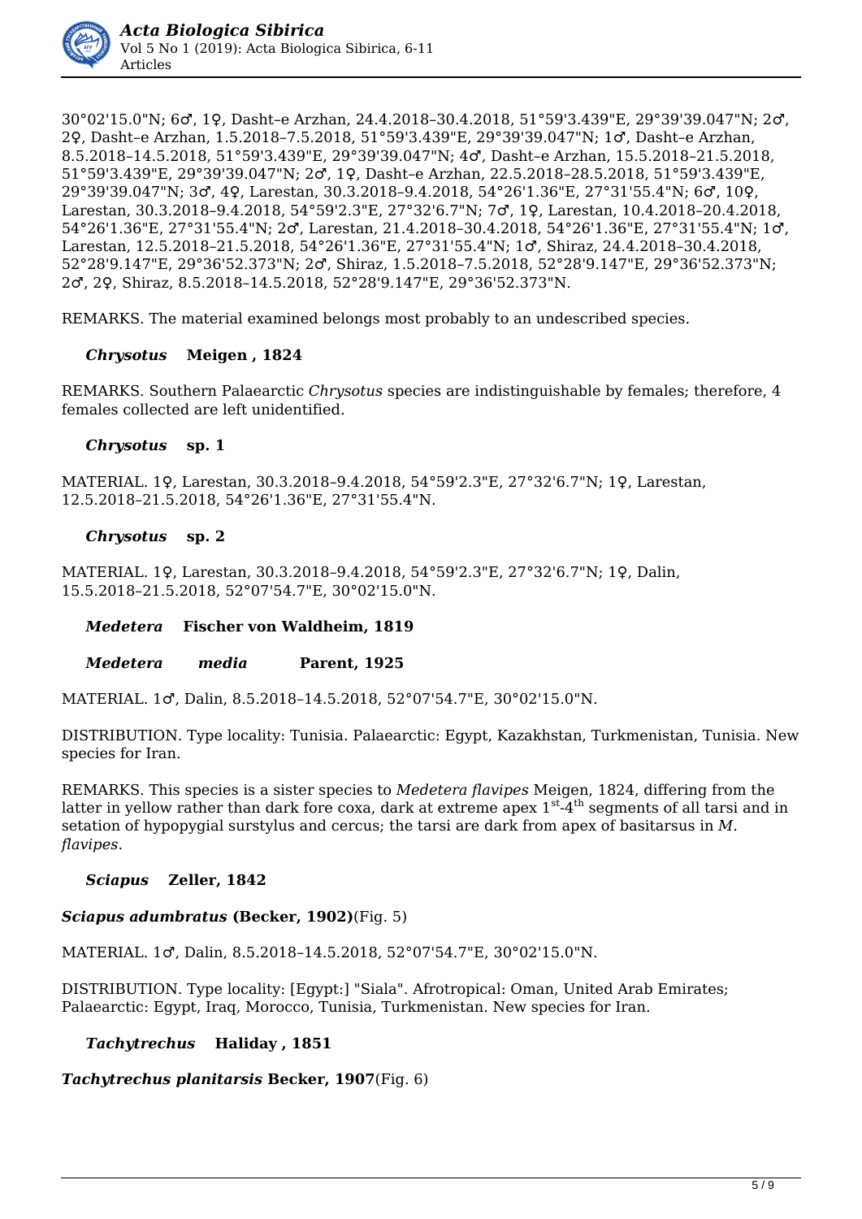30°02'15.0"N; 6♂, 1♀, Dasht–e Arzhan, 24.4.2018–30.4.2018, 51°59'3.439"E, 29°39'39.047"N; 2♂, 2♀, Dasht–e Arzhan, 1.5.2018–7.5.2018, 51°59'3.439"E, 29°39'39.047"N; 1♂, Dasht–e Arzhan, 8.5.2018–14.5.2018, 51°59'3.439"E, 29°39'39.047"N; 4♂, Dasht–e Arzhan, 15.5.2018–21.5.2018, 51°59'3.439"E, 29°39'39.047"N; 2♂, 1♀, Dasht–e Arzhan, 22.5.2018–28.5.2018, 51°59'3.439"E, 29°39'39.047"N; 3♂, 4♀, Larestan, 30.3.2018–9.4.2018, 54°26'1.36"E, 27°31'55.4"N; 6♂, 10♀, Larestan, 30.3.2018–9.4.2018, 54°59'2.3"E, 27°32'6.7"N; 7♂, 1♀, Larestan, 10.4.2018–20.4.2018, 54°26'1.36"E, 27°31'55.4"N; 2♂, Larestan, 21.4.2018–30.4.2018, 54°26'1.36"E, 27°31'55.4"N; 1♂, Larestan, 12.5.2018–21.5.2018, 54°26'1.36"E, 27°31'55.4"N; 1♂, Shiraz, 24.4.2018–30.4.2018, 52°28'9.147"E, 29°36'52.373"N; 2♂, Shiraz, 1.5.2018–7.5.2018, 52°28'9.147"E, 29°36'52.373"N; 2♂, 2♀, Shiraz, 8.5.2018–14.5.2018, 52°28'9.147"E, 29°36'52.373"N.

REMARKS. The material examined belongs most probably to an undescribed species.

### *Chrysotus* Meigen , 1824

REMARKS. Southern Palaearctic *Chrysotus* species are indistinguishable by females; therefore, 4 females collected are left unidentified.

### *Chrysotus* sp. 1

MATERIAL. 1♀, Larestan, 30.3.2018–9.4.2018, 54°59'2.3"E, 27°32'6.7"N; 1♀, Larestan, 12.5.2018–21.5.2018, 54°26'1.36"E, 27°31'55.4"N.

### *Chrysotus* sp. 2

MATERIAL. 1♀, Larestan, 30.3.2018–9.4.2018, 54°59'2.3"E, 27°32'6.7"N; 1♀, Dalin, 15.5.2018–21.5.2018, 52°07'54.7"E, 30°02'15.0"N.

### *Medetera* Fischer von Waldheim, 1819

### *Medetera media* Parent, 1925

MATERIAL. 1♂, Dalin, 8.5.2018–14.5.2018, 52°07'54.7"E, 30°02'15.0"N.

DISTRIBUTION. Type locality: Tunisia. Palaearctic: Egypt, Kazakhstan, Turkmenistan, Tunisia. New species for Iran.

REMARKS. This species is a sister species to *Medetera flavipes* Meigen, 1824, differing from the latter in yellow rather than dark fore coxa, dark at extreme apex 1st-4th segments of all tarsi and in setation of hypopygial surstylus and cercus; the tarsi are dark from apex of basitarsus in *M. flavipes*.

### *Sciapus* Zeller, 1842

### *Sciapus adumbratus* (Becker, 1902) (Fig. 5)

MATERIAL. 1♂, Dalin, 8.5.2018–14.5.2018, 52°07'54.7"E, 30°02'15.0"N.

DISTRIBUTION. Type locality: [Egypt:] "Siala". Afrotropical: Oman, United Arab Emirates; Palaearctic: Egypt, Iraq, Morocco, Tunisia, Turkmenistan. New species for Iran.

### *Tachytrechus* Haliday , 1851

### *Tachytrechus planitarsis* Becker, 1907 (Fig. 6)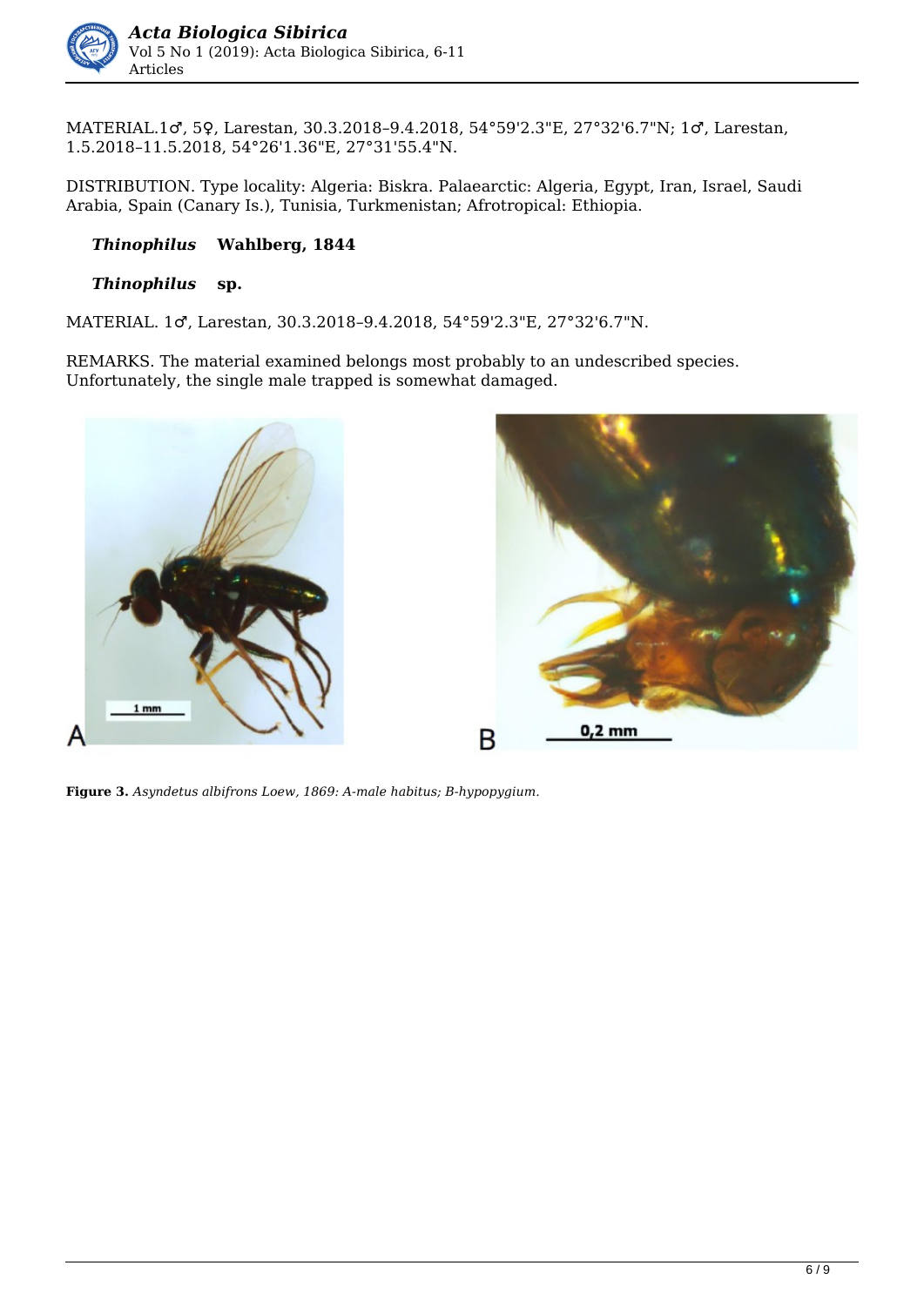MATERIAL.1♂, 5♀, Larestan, 30.3.2018–9.4.2018, 54°59'2.3"E, 27°32'6.7"N; 1♂, Larestan, 1.5.2018–11.5.2018, 54°26'1.36"E, 27°31'55.4"N.

DISTRIBUTION. Type locality: Algeria: Biskra. Palaearctic: Algeria, Egypt, Iran, Israel, Saudi Arabia, Spain (Canary Is.), Tunisia, Turkmenistan; Afrotropical: Ethiopia.

### *Thinophilus* Wahlberg, 1844

### *Thinophilus* sp.

MATERIAL. 1♂, Larestan, 30.3.2018–9.4.2018, 54°59'2.3"E, 27°32'6.7"N.

REMARKS. The material examined belongs most probably to an undescribed species. Unfortunately, the single male trapped is somewhat damaged.

**Figure 3.** *Asyndetus albifrons Loew, 1869: A-male habitus; B-hypopygium.*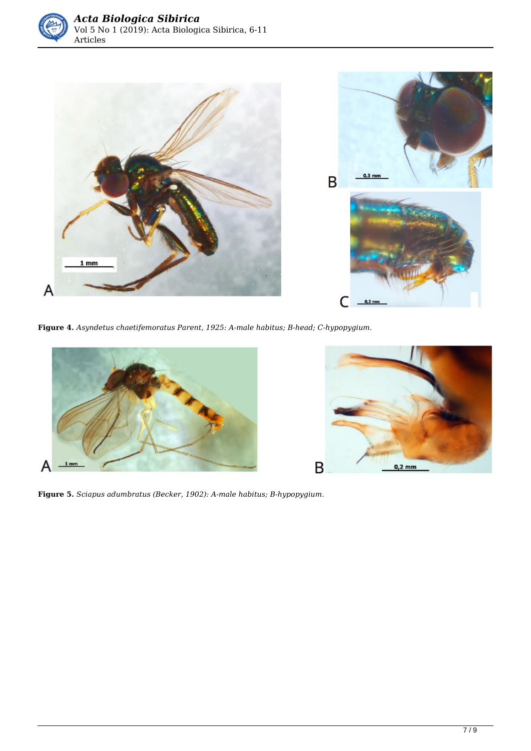**Figure 4.** *Asyndetus chaetifemoratus Parent, 1925: A-male habitus; B-head; C-hypopygium.*

**Figure 5.** *Sciapus adumbratus (Becker, 1902): A-male habitus; B-hypopygium.*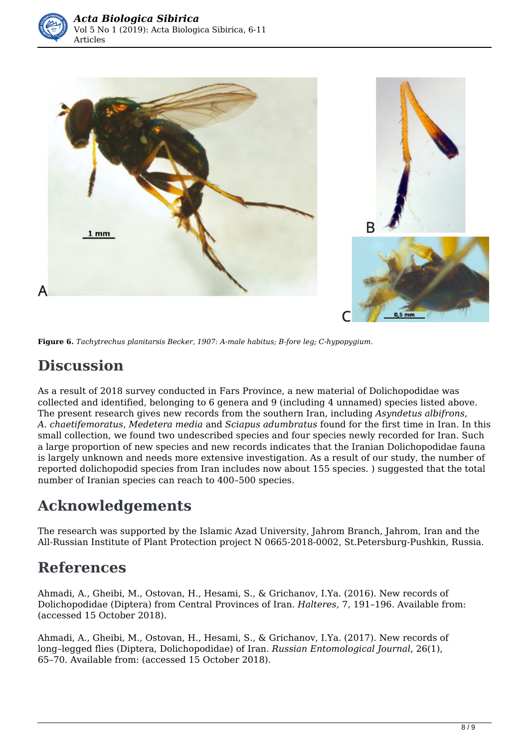**Figure 6.** *Tachytrechus planitarsis Becker, 1907: A-male habitus; B-fore leg; C-hypopygium.*

## Discussion

As a result of 2018 survey conducted in Fars Province, a new material of Dolichopodidae was collected and identified, belonging to 6 genera and 9 (including 4 unnamed) species listed above. The present research gives new records from the southern Iran, including *Asyndetus albifrons*, *A. chaetifemoratus*, *Medetera media* and *Sciapus adumbratus* found for the first time in Iran. In this small collection, we found two undescribed species and four species newly recorded for Iran. Such a large proportion of new species and new records indicates that the Iranian Dolichopodidae fauna is largely unknown and needs more extensive investigation. As a result of our study, the number of reported dolichopodid species from Iran includes now about 155 species. ) suggested that the total number of Iranian species can reach to 400–500 species.

## Acknowledgements

The research was supported by the Islamic Azad University, Jahrom Branch, Jahrom, Iran and the All-Russian Institute of Plant Protection project N 0665-2018-0002, St.Petersburg-Pushkin, Russia.

## References

Ahmadi, A., Gheibi, M., Ostovan, H., Hesami, S., & Grichanov, I.Ya. (2016). New records of Dolichopodidae (Diptera) from Central Provinces of Iran. *Halteres*, 7, 191–196. Available from: (accessed 15 October 2018).

Ahmadi, A., Gheibi, M., Ostovan, H., Hesami, S., & Grichanov, I.Ya. (2017). New records of long–legged flies (Diptera, Dolichopodidae) of Iran. *Russian Entomological Journal*, 26(1), 65–70. Available from: (accessed 15 October 2018).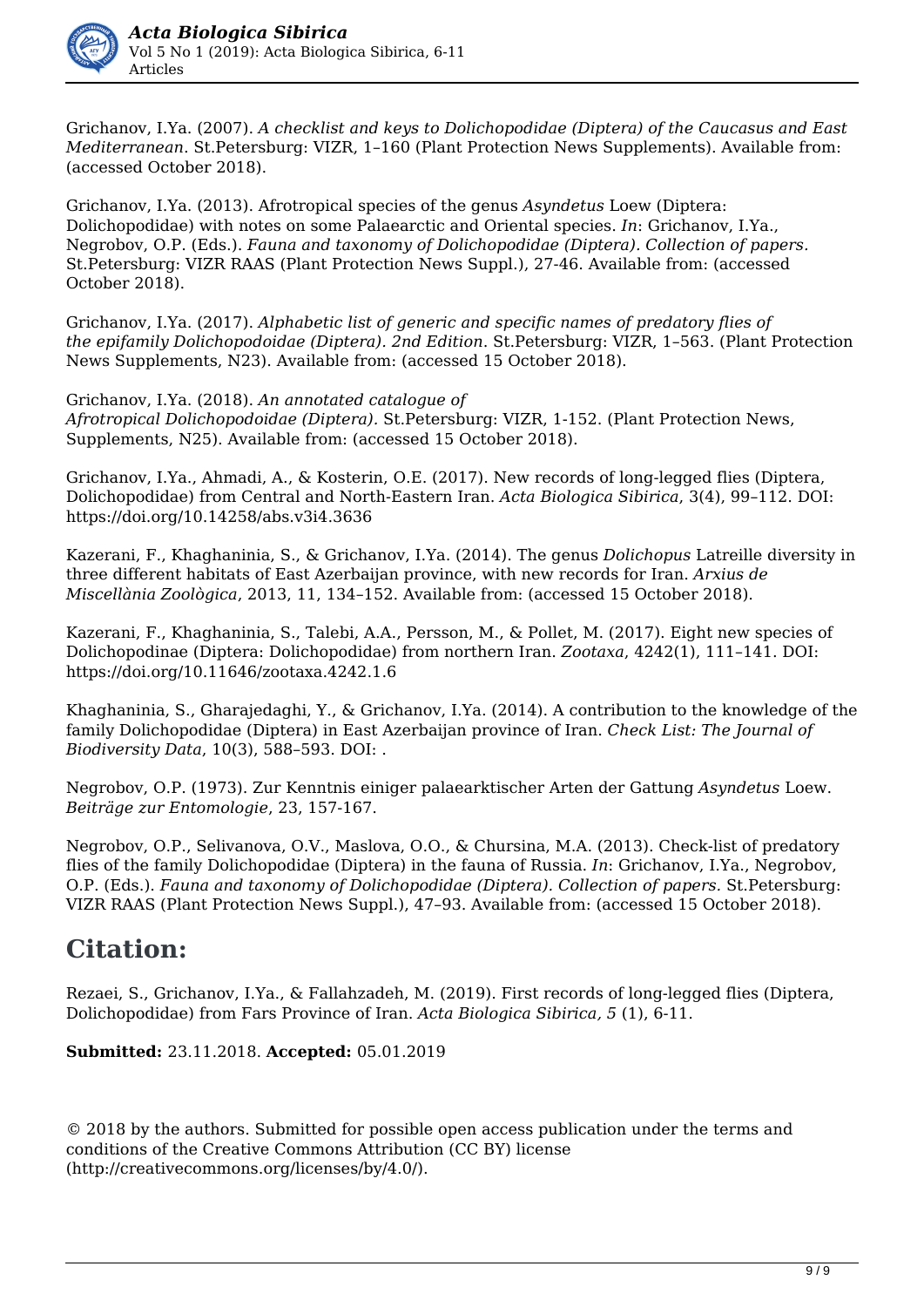Grichanov, I.Ya. (2007). *A checklist and keys to Dolichopodidae (Diptera) of the Caucasus and East Mediterranean*. St.Petersburg: VIZR, 1–160 (Plant Protection News Supplements). Available from: (accessed October 2018).

Grichanov, I.Ya. (2013). Afrotropical species of the genus *Asyndetus* Loew (Diptera: Dolichopodidae) with notes on some Palaearctic and Oriental species. *In*: Grichanov, I.Ya., Negrobov, O.P. (Eds.). *Fauna and taxonomy of Dolichopodidae (Diptera). Collection of papers.* St.Petersburg: VIZR RAAS (Plant Protection News Suppl.), 27-46. Available from: (accessed October 2018).

Grichanov, I.Ya. (2017). *Alphabetic list of generic and specific names of predatory flies of the epifamily Dolichopodoidae (Diptera). 2nd Edition*. St.Petersburg: VIZR, 1–563. (Plant Protection News Supplements, N23). Available from: (accessed 15 October 2018).

Grichanov, I.Ya. (2018). *An annotated catalogue of Afrotropical Dolichopodoidae (Diptera).* St.Petersburg: VIZR, 1-152. (Plant Protection News, Supplements, N25). Available from: (accessed 15 October 2018).

Grichanov, I.Ya., Ahmadi, A., & Kosterin, O.E. (2017). New records of long-legged flies (Diptera, Dolichopodidae) from Central and North-Eastern Iran. *Acta Biologica Sibirica*, 3(4), 99–112. DOI: https://doi.org/10.14258/abs.v3i4.3636

Kazerani, F., Khaghaninia, S., & Grichanov, I.Ya. (2014). The genus *Dolichopus* Latreille diversity in three different habitats of East Azerbaijan province, with new records for Iran. *Arxius de Miscellània Zoològica*, 2013, 11, 134–152. Available from: (accessed 15 October 2018).

Kazerani, F., Khaghaninia, S., Talebi, A.A., Persson, M., & Pollet, M. (2017). Eight new species of Dolichopodinae (Diptera: Dolichopodidae) from northern Iran. *Zootaxa*, 4242(1), 111–141. DOI: https://doi.org/10.11646/zootaxa.4242.1.6

Khaghaninia, S., Gharajedaghi, Y., & Grichanov, I.Ya. (2014). A contribution to the knowledge of the family Dolichopodidae (Diptera) in East Azerbaijan province of Iran. *Check List: The Journal of Biodiversity Data*, 10(3), 588–593. DOI: .

Negrobov, O.P. (1973). Zur Kenntnis einiger palaearktischer Arten der Gattung *Asyndetus* Loew. *Beiträge zur Entomologie*, 23, 157-167.

Negrobov, O.P., Selivanova, O.V., Maslova, O.O., & Chursina, M.A. (2013). Check-list of predatory flies of the family Dolichopodidae (Diptera) in the fauna of Russia. *In*: Grichanov, I.Ya., Negrobov, O.P. (Eds.). *Fauna and taxonomy of Dolichopodidae (Diptera). Collection of papers.* St.Petersburg: VIZR RAAS (Plant Protection News Suppl.), 47–93. Available from: (accessed 15 October 2018).

## Citation:

Rezaei, S., Grichanov, I.Ya., & Fallahzadeh, M. (2019). First records of long-legged flies (Diptera, Dolichopodidae) from Fars Province of Iran. *Acta Biologica Sibirica, 5* (1), 6-11.

**Submitted:** 23.11.2018. **Accepted:** 05.01.2019

© 2018 by the authors. Submitted for possible open access publication under the terms and conditions of the Creative Commons Attribution (CC BY) license (http://creativecommons.org/licenses/by/4.0/).